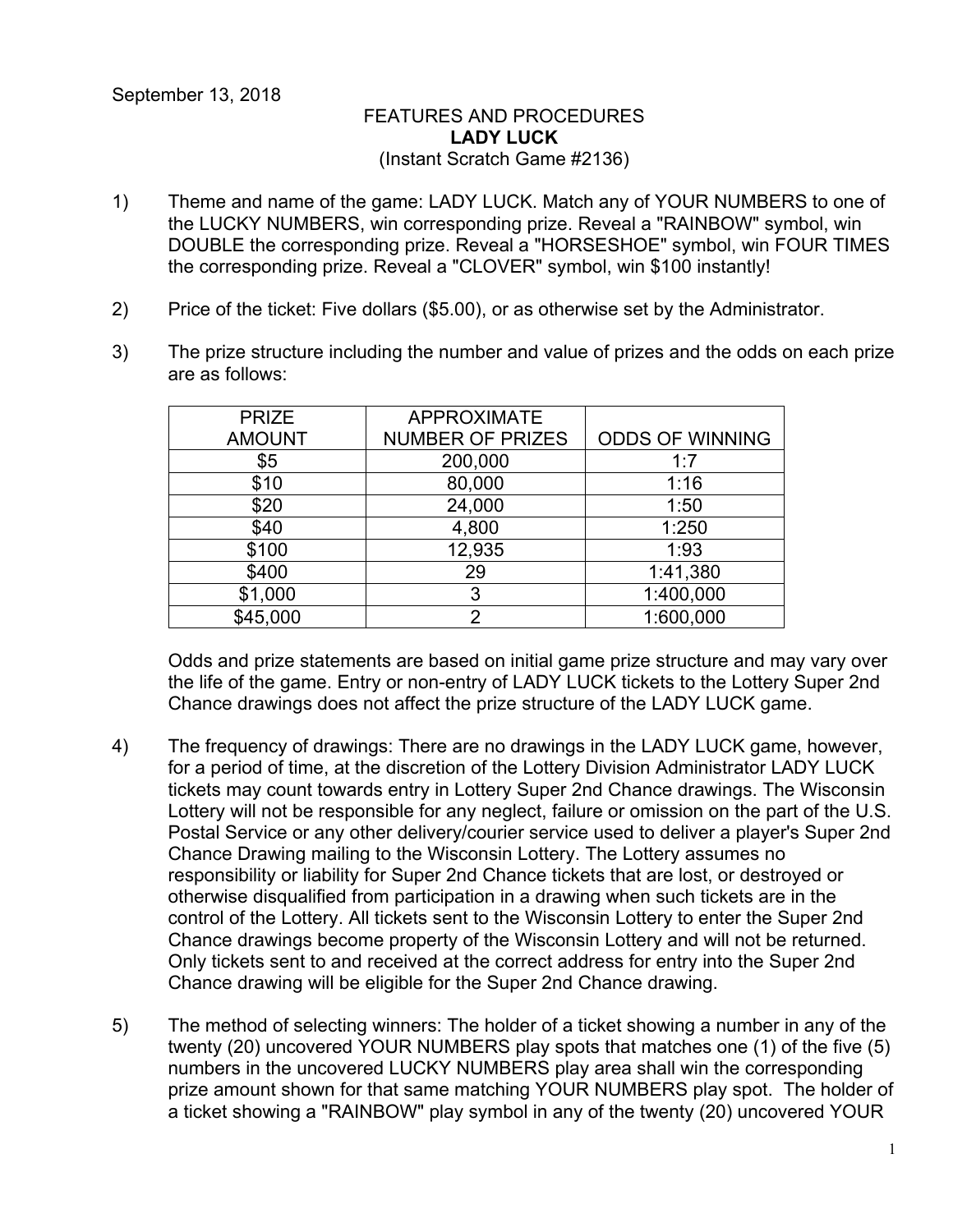September 13, 2018

FEATURES AND PROCEDURES

**LADY LUCK**

(Instant Scratch Game #2136)

1) Theme and name of the game: LADY LUCK. Match any of YOUR NUMBERS to one of the LUCKY NUMBERS, win corresponding prize. Reveal a "RAINBOW" symbol, win DOUBLE the corresponding prize. Reveal a "HORSESHOE" symbol, win FOUR TIMES the corresponding prize. Reveal a "CLOVER" symbol, win $100 instantly!

2) Price of the ticket: Five dollars ($5.00), or as otherwise set by the Administrator.

3) The prize structure including the number and value of prizes and the odds on each prize are as follows:

| PRIZE AMOUNT | APPROXIMATE NUMBER OF PRIZES | ODDS OF WINNING |
|---|---|---|
| $5 | 200,000 | 1:7 |
| $10 | 80,000 | 1:16 |
| $20 | 24,000 | 1:50 |
| $40 | 4,800 | 1:250 |
| $100 | 12,935 | 1:93 |
| $400 | 29 | 1:41,380 |
| $1,000 | 3 | 1:400,000 |
| $45,000 | 2 | 1:600,000 |

Odds and prize statements are based on initial game prize structure and may vary over the life of the game. Entry or non-entry of LADY LUCK tickets to the Lottery Super 2nd Chance drawings does not affect the prize structure of the LADY LUCK game.

4) The frequency of drawings: There are no drawings in the LADY LUCK game, however, for a period of time, at the discretion of the Lottery Division Administrator LADY LUCK tickets may count towards entry in Lottery Super 2nd Chance drawings. The Wisconsin Lottery will not be responsible for any neglect, failure or omission on the part of the U.S. Postal Service or any other delivery/courier service used to deliver a player's Super 2nd Chance Drawing mailing to the Wisconsin Lottery. The Lottery assumes no responsibility or liability for Super 2nd Chance tickets that are lost, or destroyed or otherwise disqualified from participation in a drawing when such tickets are in the control of the Lottery. All tickets sent to the Wisconsin Lottery to enter the Super 2nd Chance drawings become property of the Wisconsin Lottery and will not be returned. Only tickets sent to and received at the correct address for entry into the Super 2nd Chance drawing will be eligible for the Super 2nd Chance drawing.

5) The method of selecting winners: The holder of a ticket showing a number in any of the twenty (20) uncovered YOUR NUMBERS play spots that matches one (1) of the five (5) numbers in the uncovered LUCKY NUMBERS play area shall win the corresponding prize amount shown for that same matching YOUR NUMBERS play spot. The holder of a ticket showing a "RAINBOW" play symbol in any of the twenty (20) uncovered YOUR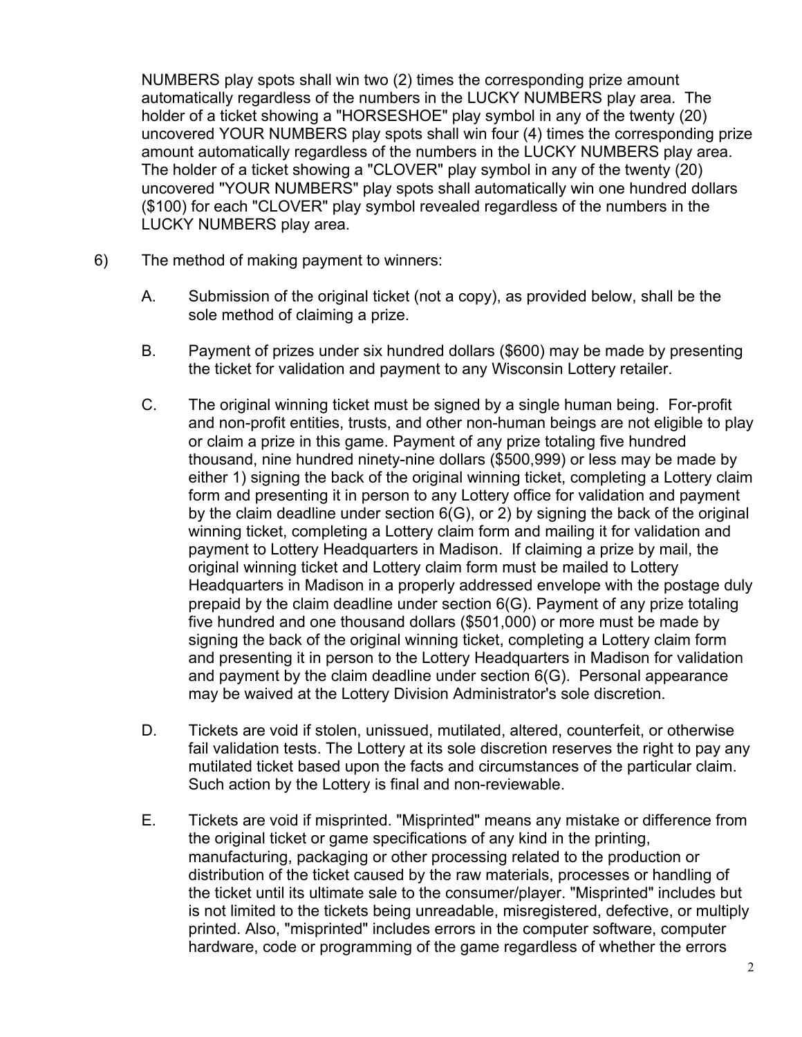NUMBERS play spots shall win two (2) times the corresponding prize amount automatically regardless of the numbers in the LUCKY NUMBERS play area. The holder of a ticket showing a "HORSESHOE" play symbol in any of the twenty (20) uncovered YOUR NUMBERS play spots shall win four (4) times the corresponding prize amount automatically regardless of the numbers in the LUCKY NUMBERS play area. The holder of a ticket showing a "CLOVER" play symbol in any of the twenty (20) uncovered "YOUR NUMBERS" play spots shall automatically win one hundred dollars ($100) for each "CLOVER" play symbol revealed regardless of the numbers in the LUCKY NUMBERS play area.

6) The method of making payment to winners:

   A. Submission of the original ticket (not a copy), as provided below, shall be the sole method of claiming a prize.

   B. Payment of prizes under six hundred dollars ($600) may be made by presenting the ticket for validation and payment to any Wisconsin Lottery retailer.

   C. The original winning ticket must be signed by a single human being. For-profit and non-profit entities, trusts, and other non-human beings are not eligible to play or claim a prize in this game. Payment of any prize totaling five hundred thousand, nine hundred ninety-nine dollars ($500,999) or less may be made by either 1) signing the back of the original winning ticket, completing a Lottery claim form and presenting it in person to any Lottery office for validation and payment by the claim deadline under section 6(G), or 2) by signing the back of the original winning ticket, completing a Lottery claim form and mailing it for validation and payment to Lottery Headquarters in Madison. If claiming a prize by mail, the original winning ticket and Lottery claim form must be mailed to Lottery Headquarters in Madison in a properly addressed envelope with the postage duly prepaid by the claim deadline under section 6(G). Payment of any prize totaling five hundred and one thousand dollars ($501,000) or more must be made by signing the back of the original winning ticket, completing a Lottery claim form and presenting it in person to the Lottery Headquarters in Madison for validation and payment by the claim deadline under section 6(G). Personal appearance may be waived at the Lottery Division Administrator's sole discretion.

   D. Tickets are void if stolen, unissued, mutilated, altered, counterfeit, or otherwise fail validation tests. The Lottery at its sole discretion reserves the right to pay any mutilated ticket based upon the facts and circumstances of the particular claim. Such action by the Lottery is final and non-reviewable.

   E. Tickets are void if misprinted. "Misprinted" means any mistake or difference from the original ticket or game specifications of any kind in the printing, manufacturing, packaging or other processing related to the production or distribution of the ticket caused by the raw materials, processes or handling of the ticket until its ultimate sale to the consumer/player. "Misprinted" includes but is not limited to the tickets being unreadable, misregistered, defective, or multiply printed. Also, "misprinted" includes errors in the computer software, computer hardware, code or programming of the game regardless of whether the errors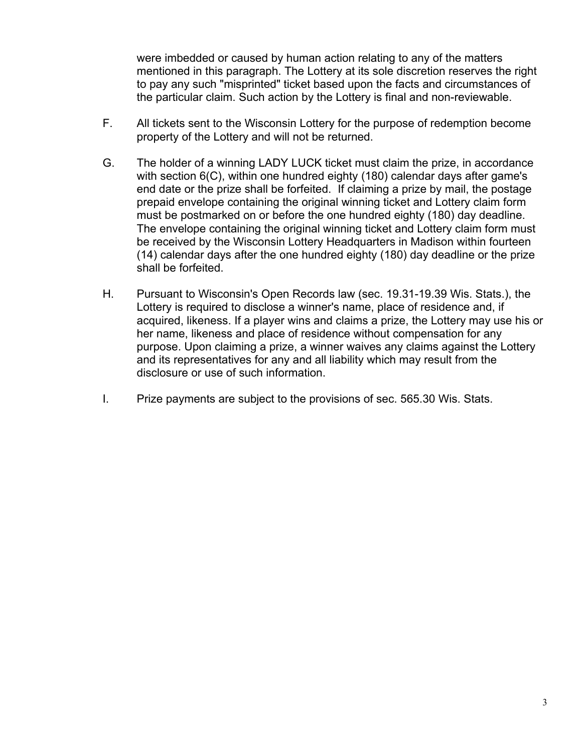were imbedded or caused by human action relating to any of the matters mentioned in this paragraph. The Lottery at its sole discretion reserves the right to pay any such "misprinted" ticket based upon the facts and circumstances of the particular claim. Such action by the Lottery is final and non-reviewable.

F. All tickets sent to the Wisconsin Lottery for the purpose of redemption become property of the Lottery and will not be returned.

G. The holder of a winning LADY LUCK ticket must claim the prize, in accordance with section 6(C), within one hundred eighty (180) calendar days after game's end date or the prize shall be forfeited. If claiming a prize by mail, the postage prepaid envelope containing the original winning ticket and Lottery claim form must be postmarked on or before the one hundred eighty (180) day deadline. The envelope containing the original winning ticket and Lottery claim form must be received by the Wisconsin Lottery Headquarters in Madison within fourteen (14) calendar days after the one hundred eighty (180) day deadline or the prize shall be forfeited.

H. Pursuant to Wisconsin's Open Records law (sec. 19.31-19.39 Wis. Stats.), the Lottery is required to disclose a winner's name, place of residence and, if acquired, likeness. If a player wins and claims a prize, the Lottery may use his or her name, likeness and place of residence without compensation for any purpose. Upon claiming a prize, a winner waives any claims against the Lottery and its representatives for any and all liability which may result from the disclosure or use of such information.

I. Prize payments are subject to the provisions of sec. 565.30 Wis. Stats.